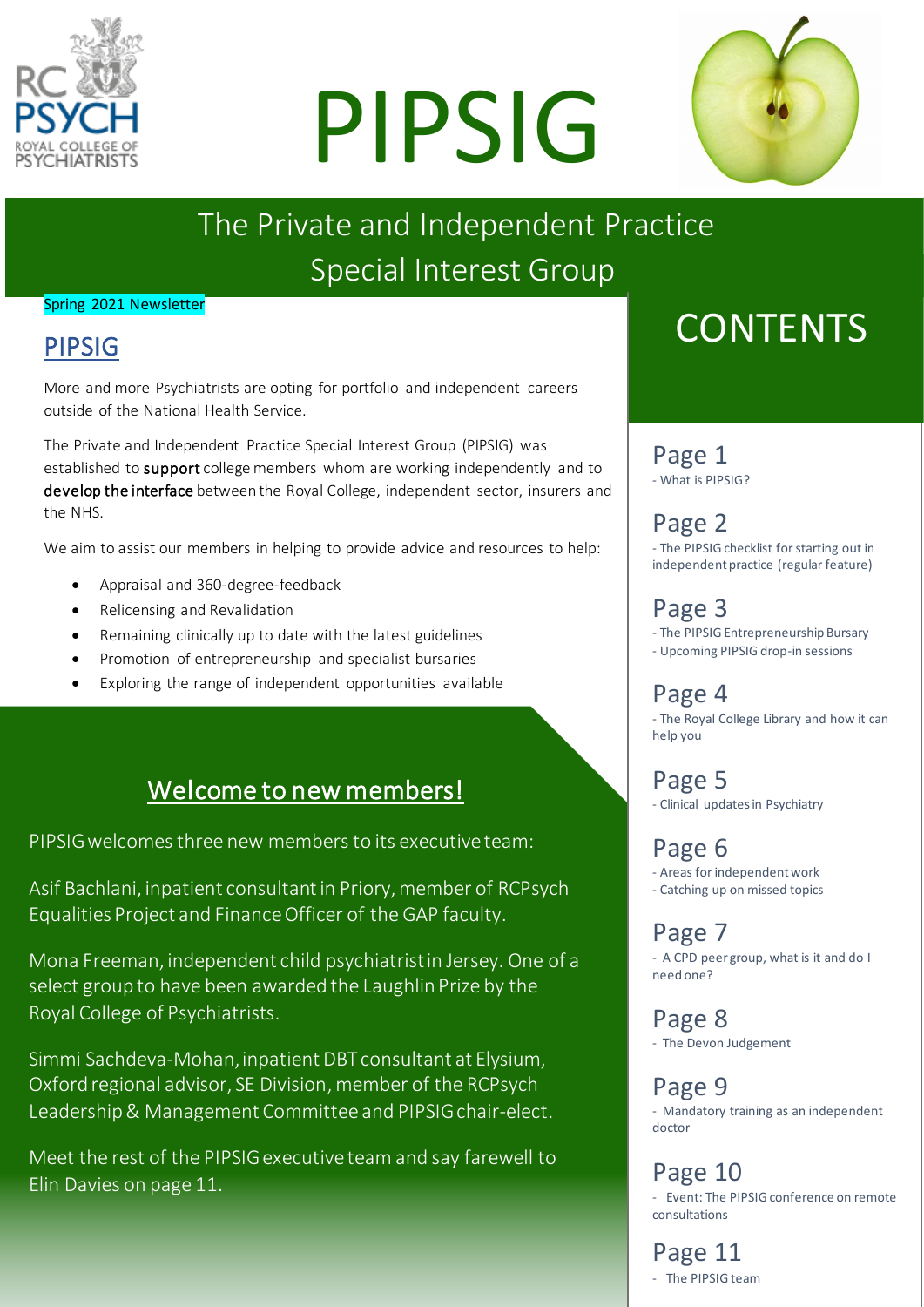# PIPSIG

## The Private and Independent Practice Special Interest Group

Spring 2021 Newsletter

## PIPSIG

More and more Psychiatrists are opting for portfolio and independent careers outside of the National Health Service.

The Private and Independent Practice Special Interest Group (PIPSIG) was established to **support** college members whom are working independently and to **develop the interface** between the Royal College, independent sector, insurers and the NHS.

We aim to assist our members in helping to provide advice and resources to help:

- Appraisal and 360-degree-feedback
- Relicensing and Revalidation
- Remaining clinically up to date with the latest guidelines
- Promotion of entrepreneurship and specialist bursaries
- Exploring the range of independent opportunities available

## Welcome to new members!

PIPSIG welcomes three new members to its executive team:

Asif Bachlani, inpatient consultant in Priory, member of RCPsych Equalities Project and Finance Officer of the GAP faculty.

Mona Freeman, independent child psychiatrist in Jersey. One of a select group to have been awarded the Laughlin Prize by the Royal College of Psychiatrists.

Simmi Sachdeva-Mohan, inpatient DBT consultant at Elysium, Oxford regional advisor, SE Division, member of the RCPsych Leadership & Management Committee and PIPSIG chair-elect.

Meet the rest of the PIPSIG executive team and say farewell to Elin Davies on page 11.

## CONTENTS

**Page 1**
- What is PIPSIG?

**Page 2**
- The PIPSIG checklist for starting out in independent practice (regular feature)

**Page 3**
- The PIPSIG Entrepreneurship Bursary
- Upcoming PIPSIG drop-in sessions

**Page 4**
- The Royal College Library and how it can help you

**Page 5**
- Clinical updates in Psychiatry

**Page 6**
- Areas for independent work
- Catching up on missed topics

**Page 7**
- A CPD peer group, what is it and do I need one?

**Page 8**
- The Devon Judgement

**Page 9**
- Mandatory training as an independent doctor

**Page 10**
- Event: The PIPSIG conference on remote consultations

**Page 11**
- The PIPSIG team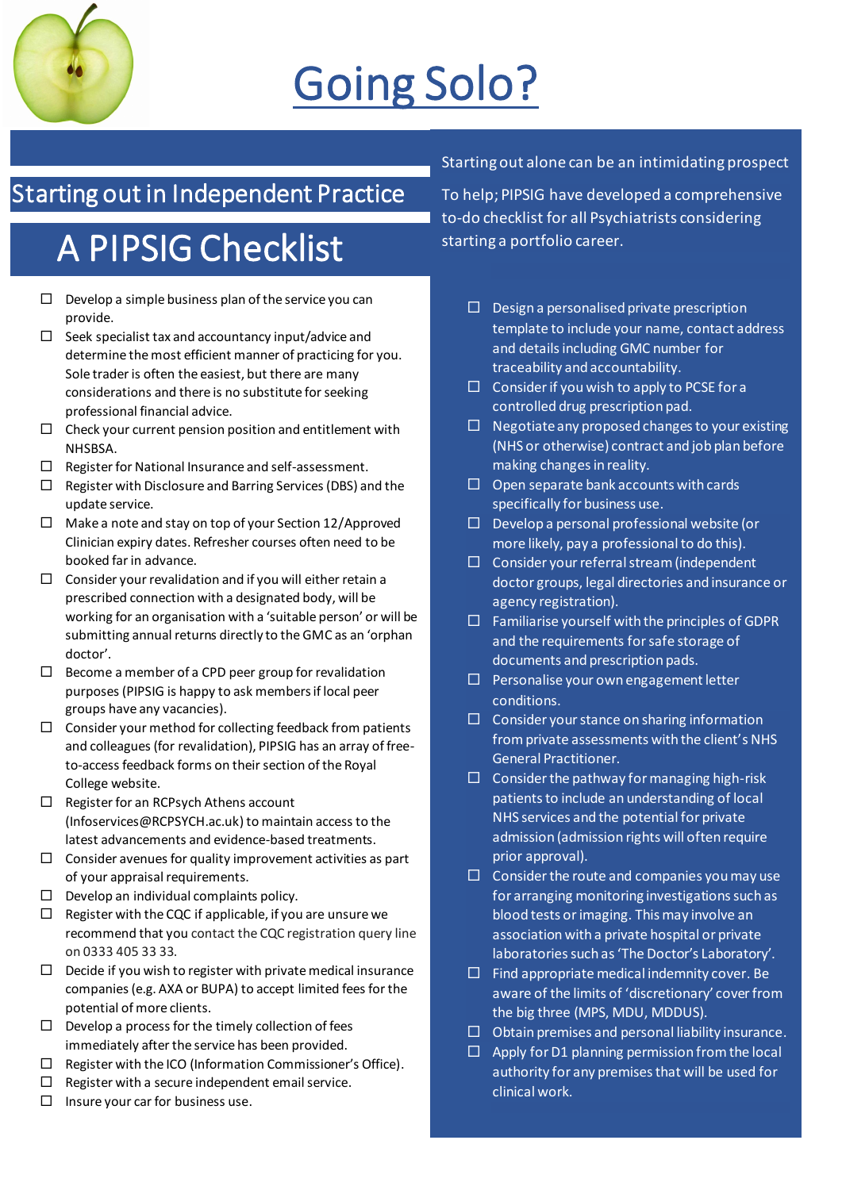# Going Solo?

## Starting out in Independent Practice

## A PIPSIG Checklist

Starting out alone can be an intimidating prospect

To help; PIPSIG have developed a comprehensive to-do checklist for all Psychiatrists considering starting a portfolio career.

- ☐ Develop a simple business plan of the service you can provide.
- ☐ Seek specialist tax and accountancy input/advice and determine the most efficient manner of practicing for you. Sole trader is often the easiest, but there are many considerations and there is no substitute for seeking professional financial advice.
- ☐ Check your current pension position and entitlement with NHSBSA.
- ☐ Register for National Insurance and self-assessment.
- ☐ Register with Disclosure and Barring Services (DBS) and the update service.
- ☐ Make a note and stay on top of your Section 12/Approved Clinician expiry dates. Refresher courses often need to be booked far in advance.
- ☐ Consider your revalidation and if you will either retain a prescribed connection with a designated body, will be working for an organisation with a 'suitable person' or will be submitting annual returns directly to the GMC as an 'orphan doctor'.
- ☐ Become a member of a CPD peer group for revalidation purposes (PIPSIG is happy to ask members if local peer groups have any vacancies).
- ☐ Consider your method for collecting feedback from patients and colleagues (for revalidation), PIPSIG has an array of free-to-access feedback forms on their section of the Royal College website.
- ☐ Register for an RCPsych Athens account (Infoservices@RCPSYCH.ac.uk) to maintain access to the latest advancements and evidence-based treatments.
- ☐ Consider avenues for quality improvement activities as part of your appraisal requirements.
- ☐ Develop an individual complaints policy.
- ☐ Register with the CQC if applicable, if you are unsure we recommend that you contact the CQC registration query line on 0333 405 33 33.
- ☐ Decide if you wish to register with private medical insurance companies (e.g. AXA or BUPA) to accept limited fees for the potential of more clients.
- ☐ Develop a process for the timely collection of fees immediately after the service has been provided.
- ☐ Register with the ICO (Information Commissioner's Office).
- ☐ Register with a secure independent email service.
- ☐ Insure your car for business use.
- ☐ Design a personalised private prescription template to include your name, contact address and details including GMC number for traceability and accountability.
- ☐ Consider if you wish to apply to PCSE for a controlled drug prescription pad.
- ☐ Negotiate any proposed changes to your existing (NHS or otherwise) contract and job plan before making changes in reality.
- ☐ Open separate bank accounts with cards specifically for business use.
- ☐ Develop a personal professional website (or more likely, pay a professional to do this).
- ☐ Consider your referral stream (independent doctor groups, legal directories and insurance or agency registration).
- ☐ Familiarise yourself with the principles of GDPR and the requirements for safe storage of documents and prescription pads.
- ☐ Personalise your own engagement letter conditions.
- ☐ Consider your stance on sharing information from private assessments with the client's NHS General Practitioner.
- ☐ Consider the pathway for managing high-risk patients to include an understanding of local NHS services and the potential for private admission (admission rights will often require prior approval).
- ☐ Consider the route and companies you may use for arranging monitoring investigations such as blood tests or imaging. This may involve an association with a private hospital or private laboratories such as 'The Doctor's Laboratory'.
- ☐ Find appropriate medical indemnity cover. Be aware of the limits of 'discretionary' cover from the big three (MPS, MDU, MDDUS).
- ☐ Obtain premises and personal liability insurance.
- ☐ Apply for D1 planning permission from the local authority for any premises that will be used for clinical work.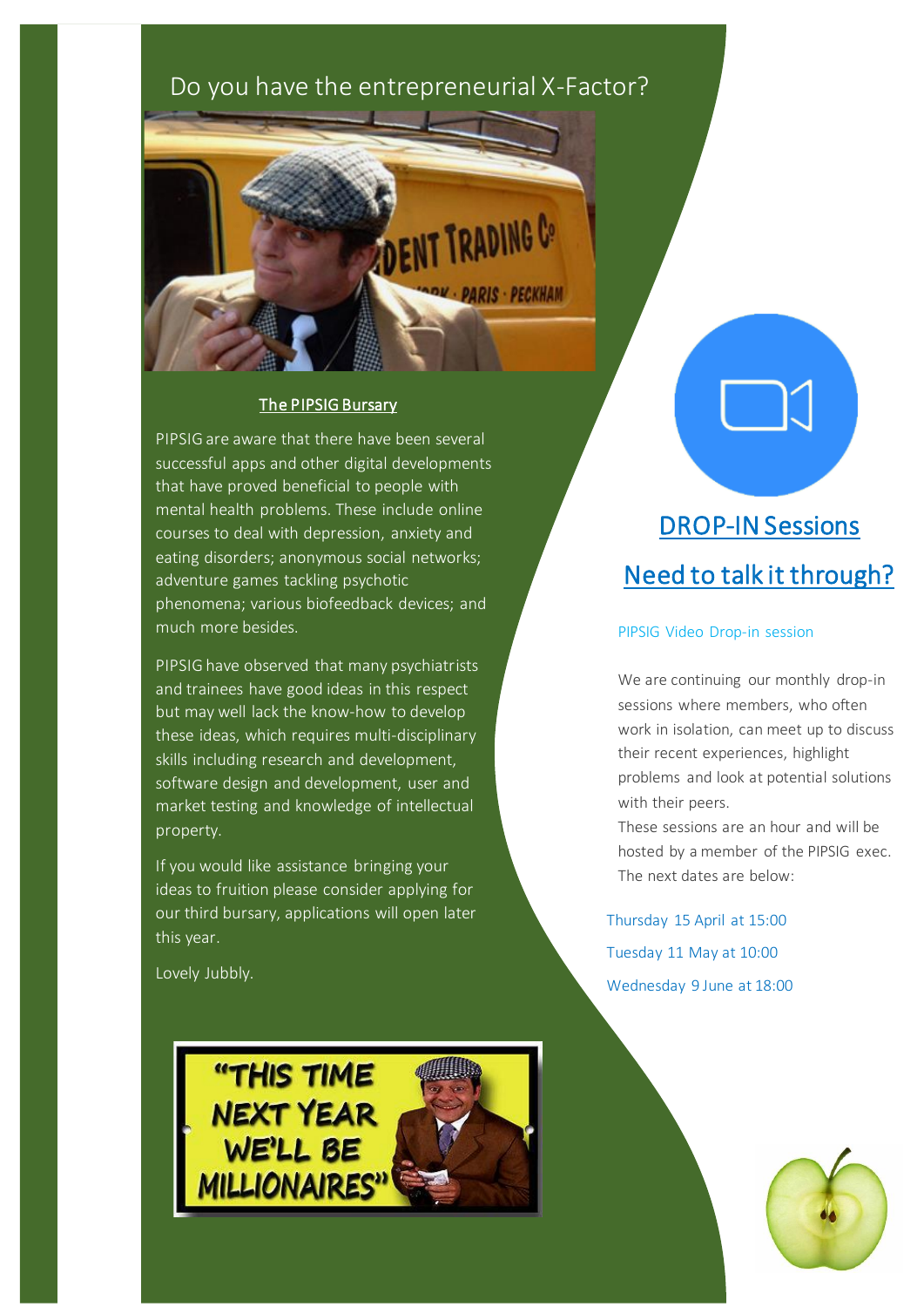# Do you have the entrepreneurial X-Factor?

## The PIPSIG Bursary

PIPSIG are aware that there have been several successful apps and other digital developments that have proved beneficial to people with mental health problems. These include online courses to deal with depression, anxiety and eating disorders; anonymous social networks; adventure games tackling psychotic phenomena; various biofeedback devices; and much more besides.

PIPSIG have observed that many psychiatrists and trainees have good ideas in this respect but may well lack the know-how to develop these ideas, which requires multi-disciplinary skills including research and development, software design and development, user and market testing and knowledge of intellectual property.

If you would like assistance bringing your ideas to fruition please consider applying for our third bursary, applications will open later this year.

Lovely Jubbly.

## DROP-IN Sessions

## Need to talk it through?

PIPSIG Video Drop-in session

We are continuing our monthly drop-in sessions where members, who often work in isolation, can meet up to discuss their recent experiences, highlight problems and look at potential solutions with their peers.

These sessions are an hour and will be hosted by a member of the PIPSIG exec. The next dates are below:

Thursday 15 April at 15:00

Tuesday 11 May at 10:00

Wednesday 9 June at 18:00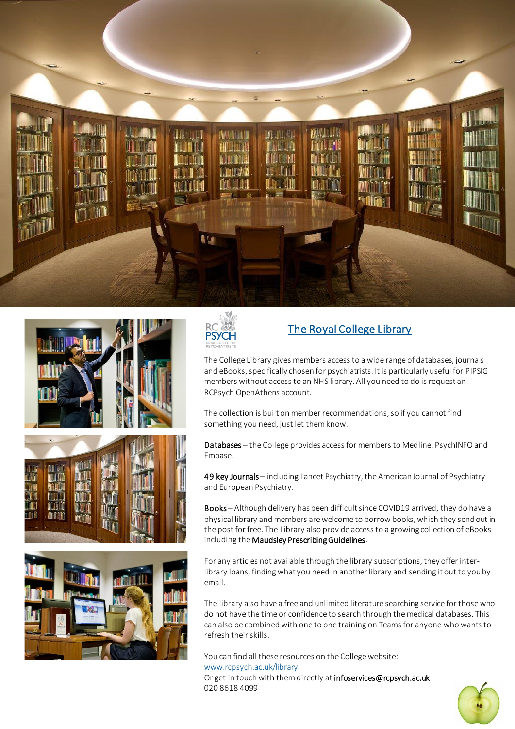## The Royal College Library

The College Library gives members access to a wide range of databases, journals and eBooks, specifically chosen for psychiatrists. It is particularly useful for PIPSIG members without access to an NHS library. All you need to do is request an RCPsych OpenAthens account.

The collection is built on member recommendations, so if you cannot find something you need, just let them know.

**Databases** – the College provides access for members to Medline, PsychINFO and Embase.

**49 key Journals** – including Lancet Psychiatry, the American Journal of Psychiatry and European Psychiatry.

**Books** – Although delivery has been difficult since COVID19 arrived, they do have a physical library and members are welcome to borrow books, which they send out in the post for free. The Library also provide access to a growing collection of eBooks including the **Maudsley Prescribing Guidelines**.

For any articles not available through the library subscriptions, they offer inter-library loans, finding what you need in another library and sending it out to you by email.

The library also have a free and unlimited literature searching service for those who do not have the time or confidence to search through the medical databases. This can also be combined with one to one training on Teams for anyone who wants to refresh their skills.

You can find all these resources on the College website:
www.rcpsych.ac.uk/library
Or get in touch with them directly at **infoservices@rcpsych.ac.uk**
020 8618 4099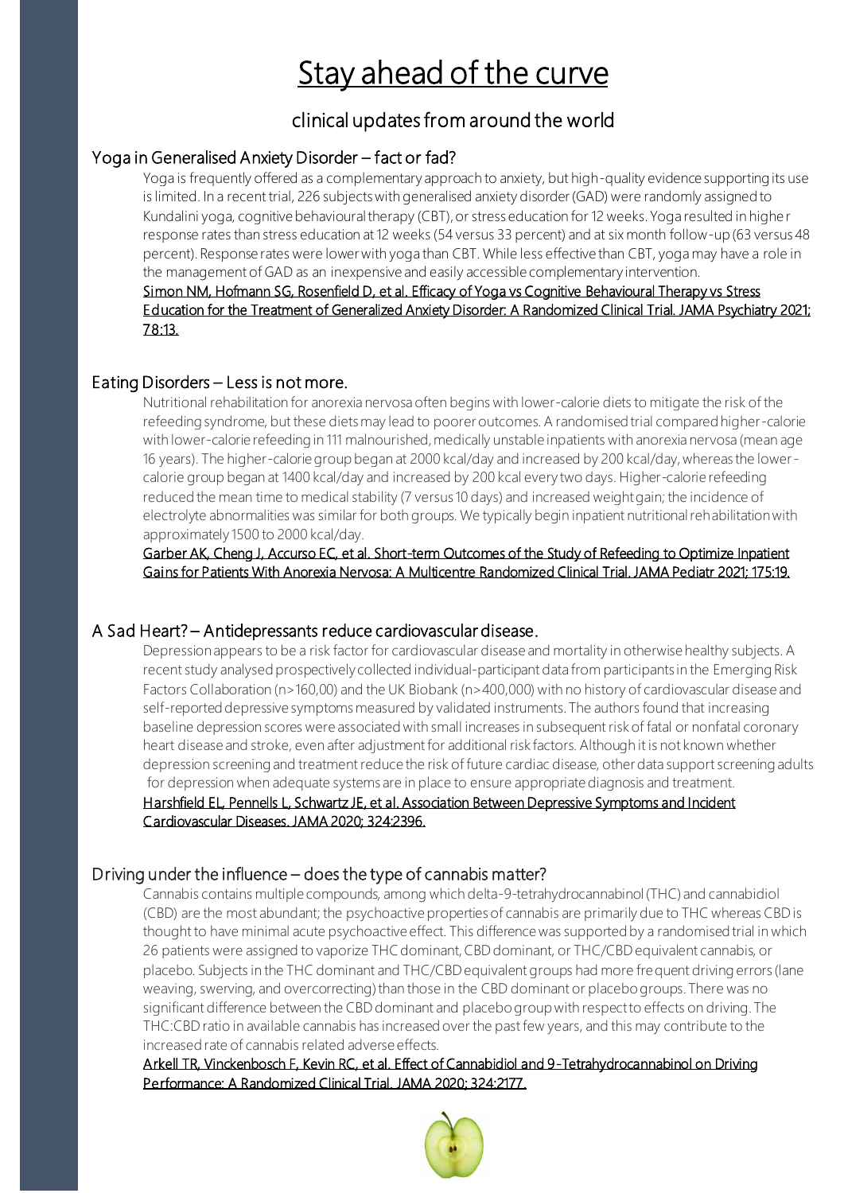# Stay ahead of the curve

## clinical updates from around the world

### Yoga in Generalised Anxiety Disorder – fact or fad?

Yoga is frequently offered as a complementary approach to anxiety, but high-quality evidence supporting its use is limited. In a recent trial, 226 subjects with generalised anxiety disorder (GAD) were randomly assigned to Kundalini yoga, cognitive behavioural therapy (CBT), or stress education for 12 weeks. Yoga resulted in higher response rates than stress education at 12 weeks (54 versus 33 percent) and at six month follow-up (63 versus 48 percent). Response rates were lower with yoga than CBT. While less effective than CBT, yoga may have a role in the management of GAD as an inexpensive and easily accessible complementary intervention.

Simon NM, Hofmann SG, Rosenfield D, et al. Efficacy of Yoga vs Cognitive Behavioural Therapy vs Stress Education for the Treatment of Generalized Anxiety Disorder: A Randomized Clinical Trial. JAMA Psychiatry 2021; 78:13.

### Eating Disorders – Less is not more.

Nutritional rehabilitation for anorexia nervosa often begins with lower-calorie diets to mitigate the risk of the refeeding syndrome, but these diets may lead to poorer outcomes. A randomised trial compared higher-calorie with lower-calorie refeeding in 111 malnourished, medically unstable inpatients with anorexia nervosa (mean age 16 years). The higher-calorie group began at 2000 kcal/day and increased by 200 kcal/day, whereas the lower-calorie group began at 1400 kcal/day and increased by 200 kcal every two days. Higher-calorie refeeding reduced the mean time to medical stability (7 versus 10 days) and increased weight gain; the incidence of electrolyte abnormalities was similar for both groups. We typically begin inpatient nutritional rehabilitation with approximately 1500 to 2000 kcal/day.

Garber AK, Cheng J, Accurso EC, et al. Short-term Outcomes of the Study of Refeeding to Optimize Inpatient Gains for Patients With Anorexia Nervosa: A Multicentre Randomized Clinical Trial. JAMA Pediatr 2021; 175:19.

### A Sad Heart? – Antidepressants reduce cardiovascular disease.

Depression appears to be a risk factor for cardiovascular disease and mortality in otherwise healthy subjects. A recent study analysed prospectively collected individual-participant data from participants in the Emerging Risk Factors Collaboration (n>160,00) and the UK Biobank (n>400,000) with no history of cardiovascular disease and self-reported depressive symptoms measured by validated instruments. The authors found that increasing baseline depression scores were associated with small increases in subsequent risk of fatal or nonfatal coronary heart disease and stroke, even after adjustment for additional risk factors. Although it is not known whether depression screening and treatment reduce the risk of future cardiac disease, other data support screening adults for depression when adequate systems are in place to ensure appropriate diagnosis and treatment.

Harshfield EL, Pennells L, Schwartz JE, et al. Association Between Depressive Symptoms and Incident Cardiovascular Diseases. JAMA 2020; 324:2396.

### Driving under the influence – does the type of cannabis matter?

Cannabis contains multiple compounds, among which delta-9-tetrahydrocannabinol (THC) and cannabidiol (CBD) are the most abundant; the psychoactive properties of cannabis are primarily due to THC whereas CBD is thought to have minimal acute psychoactive effect. This difference was supported by a randomised trial in which 26 patients were assigned to vaporize THC dominant, CBD dominant, or THC/CBD equivalent cannabis, or placebo. Subjects in the THC dominant and THC/CBD equivalent groups had more frequent driving errors (lane weaving, swerving, and overcorrecting) than those in the CBD dominant or placebo groups. There was no significant difference between the CBD dominant and placebo group with respect to effects on driving. The THC:CBD ratio in available cannabis has increased over the past few years, and this may contribute to the increased rate of cannabis related adverse effects.

Arkell TR, Vinckenbosch F, Kevin RC, et al. Effect of Cannabidiol and 9-Tetrahydrocannabinol on Driving Performance: A Randomized Clinical Trial. JAMA 2020; 324:2177.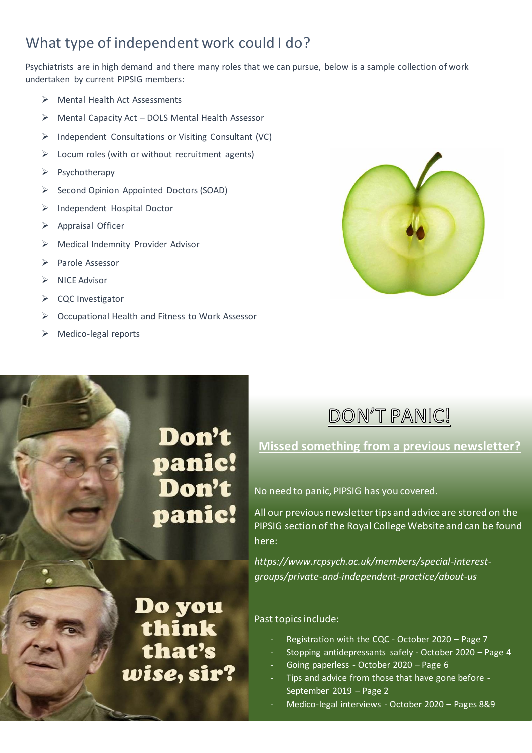## What type of independent work could I do?

Psychiatrists are in high demand and there many roles that we can pursue, below is a sample collection of work undertaken by current PIPSIG members:

- Mental Health Act Assessments
- Mental Capacity Act – DOLS Mental Health Assessor
- Independent Consultations or Visiting Consultant (VC)
- Locum roles (with or without recruitment agents)
- Psychotherapy
- Second Opinion Appointed Doctors (SOAD)
- Independent Hospital Doctor
- Appraisal Officer
- Medical Indemnity Provider Advisor
- Parole Assessor
- NICE Advisor
- CQC Investigator
- Occupational Health and Fitness to Work Assessor
- Medico-legal reports

## DON'T PANIC!

**Missed something from a previous newsletter?**

No need to panic, PIPSIG has you covered.

All our previous newsletter tips and advice are stored on the PIPSIG section of the Royal College Website and can be found here:

*https://www.rcpsych.ac.uk/members/special-interest-groups/private-and-independent-practice/about-us*

Past topics include:

- Registration with the CQC - October 2020 – Page 7
- Stopping antidepressants safely - October 2020 – Page 4
- Going paperless - October 2020 – Page 6
- Tips and advice from those that have gone before - September 2019 – Page 2
- Medico-legal interviews - October 2020 – Pages 8&9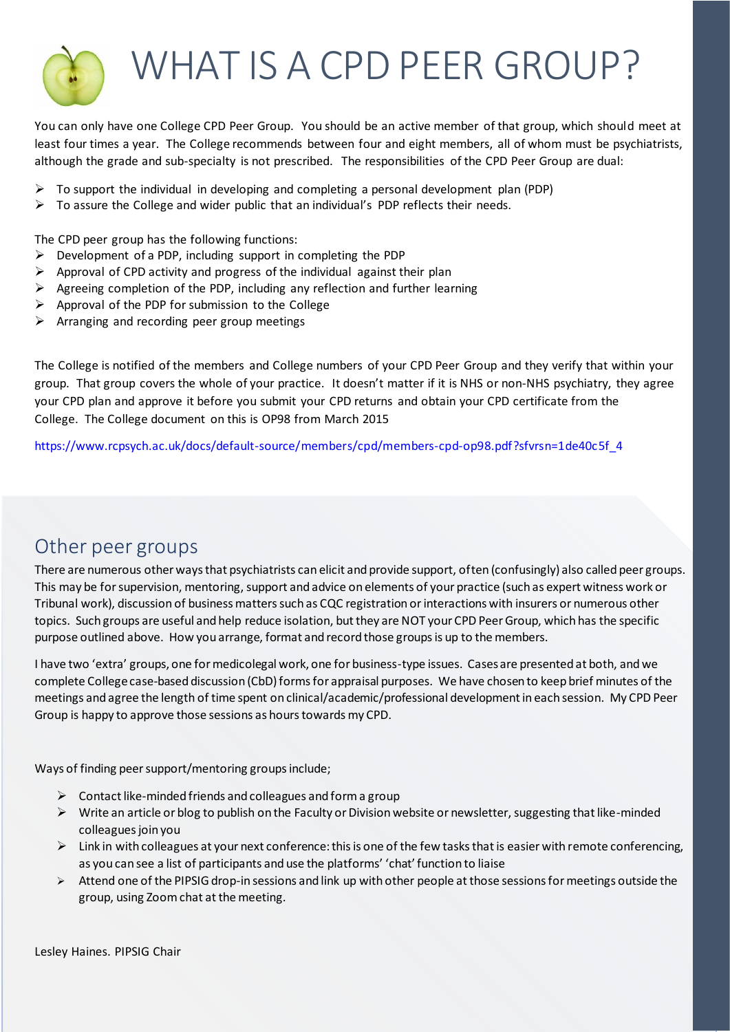# WHAT IS A CPD PEER GROUP?

You can only have one College CPD Peer Group. You should be an active member of that group, which should meet at least four times a year. The College recommends between four and eight members, all of whom must be psychiatrists, although the grade and sub-specialty is not prescribed. The responsibilities of the CPD Peer Group are dual:

- To support the individual in developing and completing a personal development plan (PDP)
- To assure the College and wider public that an individual's PDP reflects their needs.

The CPD peer group has the following functions:

- Development of a PDP, including support in completing the PDP
- Approval of CPD activity and progress of the individual against their plan
- Agreeing completion of the PDP, including any reflection and further learning
- Approval of the PDP for submission to the College
- Arranging and recording peer group meetings

The College is notified of the members and College numbers of your CPD Peer Group and they verify that within your group. That group covers the whole of your practice. It doesn't matter if it is NHS or non-NHS psychiatry, they agree your CPD plan and approve it before you submit your CPD returns and obtain your CPD certificate from the College. The College document on this is OP98 from March 2015

https://www.rcpsych.ac.uk/docs/default-source/members/cpd/members-cpd-op98.pdf?sfvrsn=1de40c5f_4

## Other peer groups

There are numerous other ways that psychiatrists can elicit and provide support, often (confusingly) also called peer groups. This may be for supervision, mentoring, support and advice on elements of your practice (such as expert witness work or Tribunal work), discussion of business matters such as CQC registration or interactions with insurers or numerous other topics. Such groups are useful and help reduce isolation, but they are NOT your CPD Peer Group, which has the specific purpose outlined above. How you arrange, format and record those groups is up to the members.

I have two 'extra' groups, one for medicolegal work, one for business-type issues. Cases are presented at both, and we complete College case-based discussion (CbD) forms for appraisal purposes. We have chosen to keep brief minutes of the meetings and agree the length of time spent on clinical/academic/professional development in each session. My CPD Peer Group is happy to approve those sessions as hours towards my CPD.

Ways of finding peer support/mentoring groups include;

- Contact like-minded friends and colleagues and form a group
- Write an article or blog to publish on the Faculty or Division website or newsletter, suggesting that like-minded colleagues join you
- Link in with colleagues at your next conference: this is one of the few tasks that is easier with remote conferencing, as you can see a list of participants and use the platforms' 'chat' function to liaise
- Attend one of the PIPSIG drop-in sessions and link up with other people at those sessions for meetings outside the group, using Zoom chat at the meeting.

Lesley Haines. PIPSIG Chair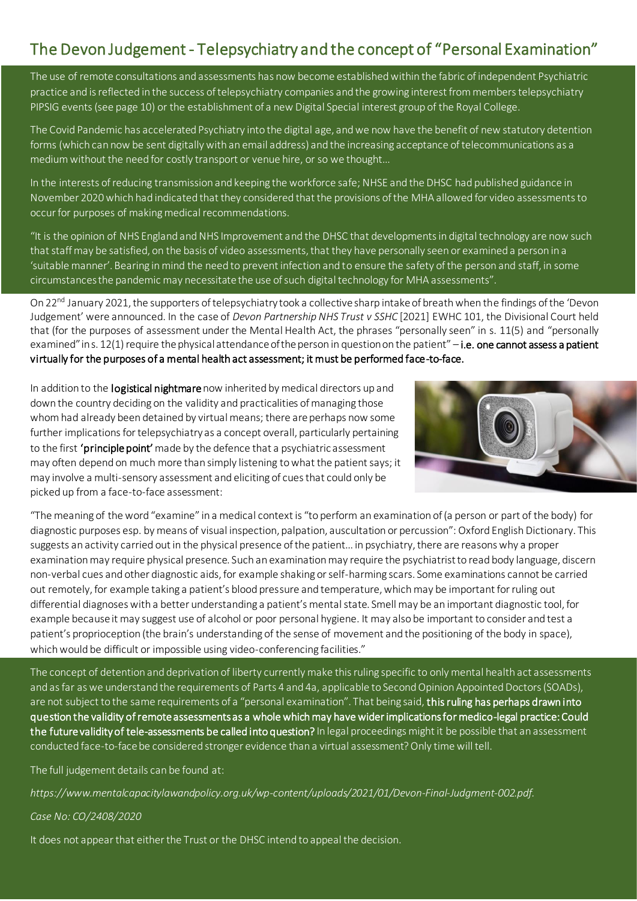## The Devon Judgement - Telepsychiatry and the concept of "Personal Examination"

The use of remote consultations and assessments has now become established within the fabric of independent Psychiatric practice and is reflected in the success of telepsychiatry companies and the growing interest from members telepsychiatry PIPSIG events (see page 10) or the establishment of a new Digital Special interest group of the Royal College.

The Covid Pandemic has accelerated Psychiatry into the digital age, and we now have the benefit of new statutory detention forms (which can now be sent digitally with an email address) and the increasing acceptance of telecommunications as a medium without the need for costly transport or venue hire, or so we thought…

In the interests of reducing transmission and keeping the workforce safe; NHSE and the DHSC had published guidance in November 2020 which had indicated that they considered that the provisions of the MHA allowed for video assessments to occur for purposes of making medical recommendations.

"It is the opinion of NHS England and NHS Improvement and the DHSC that developments in digital technology are now such that staff may be satisfied, on the basis of video assessments, that they have personally seen or examined a person in a 'suitable manner'. Bearing in mind the need to prevent infection and to ensure the safety of the person and staff, in some circumstances the pandemic may necessitate the use of such digital technology for MHA assessments".

On 22nd January 2021, the supporters of telepsychiatry took a collective sharp intake of breath when the findings of the 'Devon Judgement' were announced. In the case of *Devon Partnership NHS Trust v SSHC* [2021] EWHC 101, the Divisional Court held that (for the purposes of assessment under the Mental Health Act, the phrases "personally seen" in s. 11(5) and "personally examined" in s. 12(1) require the physical attendance of the person in question on the patient" – **i.e. one cannot assess a patient virtually for the purposes of a mental health act assessment; it must be performed face-to-face.**

In addition to the **logistical nightmare** now inherited by medical directors up and down the country deciding on the validity and practicalities of managing those whom had already been detained by virtual means; there are perhaps now some further implications for telepsychiatry as a concept overall, particularly pertaining to the first **'principle point'** made by the defence that a psychiatric assessment may often depend on much more than simply listening to what the patient says; it may involve a multi-sensory assessment and eliciting of cues that could only be picked up from a face-to-face assessment:

"The meaning of the word "examine" in a medical context is "to perform an examination of (a person or part of the body) for diagnostic purposes esp. by means of visual inspection, palpation, auscultation or percussion": Oxford English Dictionary. This suggests an activity carried out in the physical presence of the patient… in psychiatry, there are reasons why a proper examination may require physical presence. Such an examination may require the psychiatrist to read body language, discern non-verbal cues and other diagnostic aids, for example shaking or self-harming scars. Some examinations cannot be carried out remotely, for example taking a patient's blood pressure and temperature, which may be important for ruling out differential diagnoses with a better understanding a patient's mental state. Smell may be an important diagnostic tool, for example because it may suggest use of alcohol or poor personal hygiene. It may also be important to consider and test a patient's proprioception (the brain's understanding of the sense of movement and the positioning of the body in space), which would be difficult or impossible using video-conferencing facilities."

The concept of detention and deprivation of liberty currently make this ruling specific to only mental health act assessments and as far as we understand the requirements of Parts 4 and 4a, applicable to Second Opinion Appointed Doctors (SOADs), are not subject to the same requirements of a "personal examination". That being said, **this ruling has perhaps drawn into question the validity of remote assessments as a whole which may have wider implications for medico-legal practice: Could the future validity of tele-assessments be called into question?** In legal proceedings might it be possible that an assessment conducted face-to-face be considered stronger evidence than a virtual assessment? Only time will tell.

The full judgement details can be found at:

*https://www.mentalcapacitylawandpolicy.org.uk/wp-content/uploads/2021/01/Devon-Final-Judgment-002.pdf.*

*Case No: CO/2408/2020*

It does not appear that either the Trust or the DHSC intend to appeal the decision.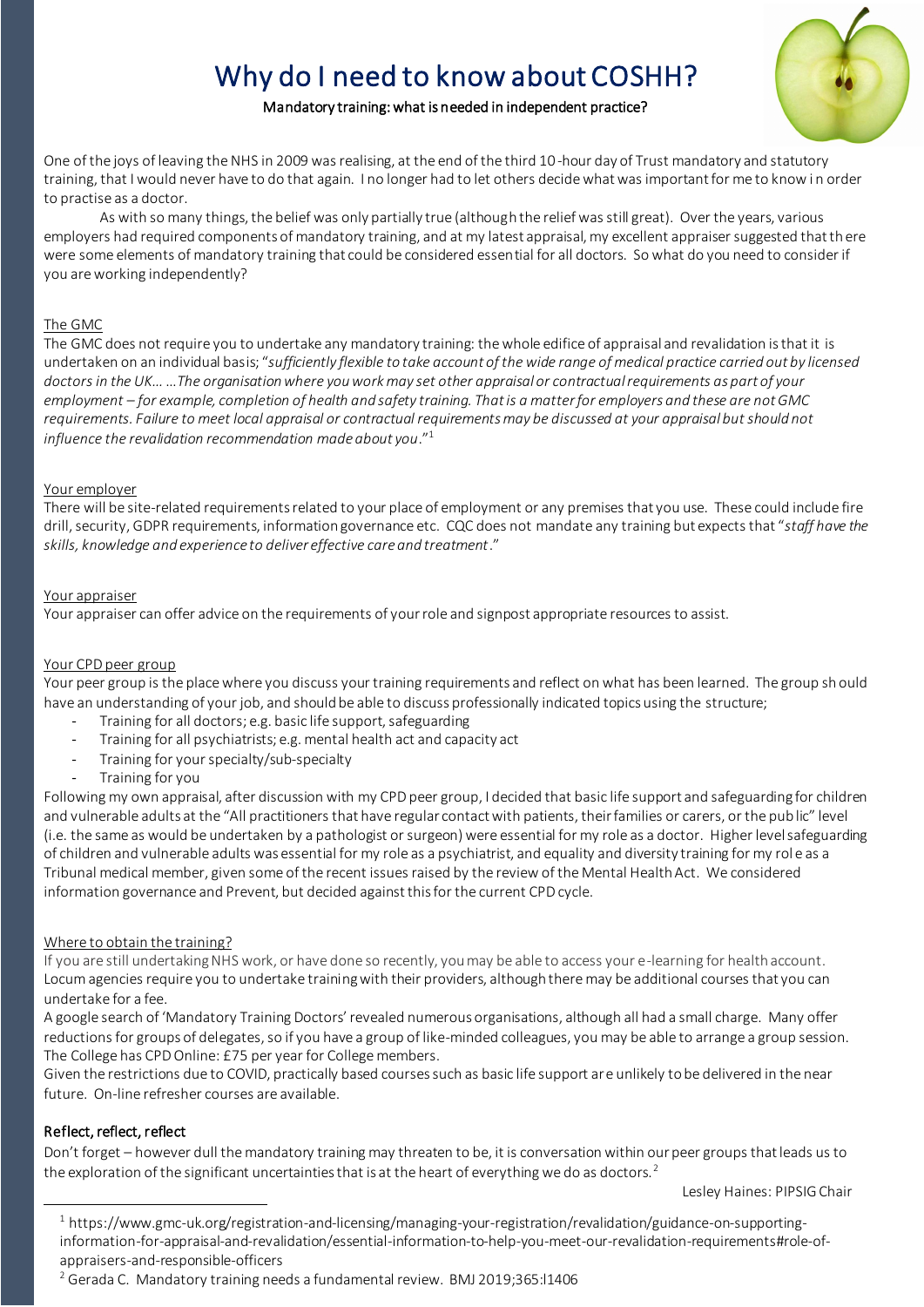# Why do I need to know about COSHH?

**Mandatory training: what is needed in independent practice?**

One of the joys of leaving the NHS in 2009 was realising, at the end of the third 10-hour day of Trust mandatory and statutory training, that I would never have to do that again. I no longer had to let others decide what was important for me to know in order to practise as a doctor.

As with so many things, the belief was only partially true (although the relief was still great). Over the years, various employers had required components of mandatory training, and at my latest appraisal, my excellent appraiser suggested that there were some elements of mandatory training that could be considered essential for all doctors. So what do you need to consider if you are working independently?

## The GMC

The GMC does not require you to undertake any mandatory training: the whole edifice of appraisal and revalidation is that it is undertaken on an individual basis; "*sufficiently flexible to take account of the wide range of medical practice carried out by licensed doctors in the UK… …The organisation where you work may set other appraisal or contractual requirements as part of your employment – for example, completion of health and safety training. That is a matter for employers and these are not GMC requirements. Failure to meet local appraisal or contractual requirements may be discussed at your appraisal but should not influence the revalidation recommendation made about you*."[1]

## Your employer

There will be site-related requirements related to your place of employment or any premises that you use. These could include fire drill, security, GDPR requirements, information governance etc. CQC does not mandate any training but expects that "*staff have the skills, knowledge and experience to deliver effective care and treatment*."

## Your appraiser

Your appraiser can offer advice on the requirements of your role and signpost appropriate resources to assist.

## Your CPD peer group

Your peer group is the place where you discuss your training requirements and reflect on what has been learned. The group should have an understanding of your job, and should be able to discuss professionally indicated topics using the structure;

- Training for all doctors; e.g. basic life support, safeguarding
- Training for all psychiatrists; e.g. mental health act and capacity act
- Training for your specialty/sub-specialty
- Training for you

Following my own appraisal, after discussion with my CPD peer group, I decided that basic life support and safeguarding for children and vulnerable adults at the "All practitioners that have regular contact with patients, their families or carers, or the public" level (i.e. the same as would be undertaken by a pathologist or surgeon) were essential for my role as a doctor. Higher level safeguarding of children and vulnerable adults was essential for my role as a psychiatrist, and equality and diversity training for my role as a Tribunal medical member, given some of the recent issues raised by the review of the Mental Health Act. We considered information governance and Prevent, but decided against this for the current CPD cycle.

## Where to obtain the training?

If you are still undertaking NHS work, or have done so recently, you may be able to access your e-learning for health account. Locum agencies require you to undertake training with their providers, although there may be additional courses that you can undertake for a fee.

A google search of 'Mandatory Training Doctors' revealed numerous organisations, although all had a small charge. Many offer reductions for groups of delegates, so if you have a group of like-minded colleagues, you may be able to arrange a group session. The College has CPD Online: £75 per year for College members.

Given the restrictions due to COVID, practically based courses such as basic life support are unlikely to be delivered in the near future. On-line refresher courses are available.

## Reflect, reflect, reflect

Don't forget – however dull the mandatory training may threaten to be, it is conversation within our peer groups that leads us to the exploration of the significant uncertainties that is at the heart of everything we do as doctors.[2]

Lesley Haines: PIPSIG Chair

---

[1] https://www.gmc-uk.org/registration-and-licensing/managing-your-registration/revalidation/guidance-on-supporting-information-for-appraisal-and-revalidation/essential-information-to-help-you-meet-our-revalidation-requirements#role-of-appraisers-and-responsible-officers

[2] Gerada C. Mandatory training needs a fundamental review. BMJ 2019;365:l1406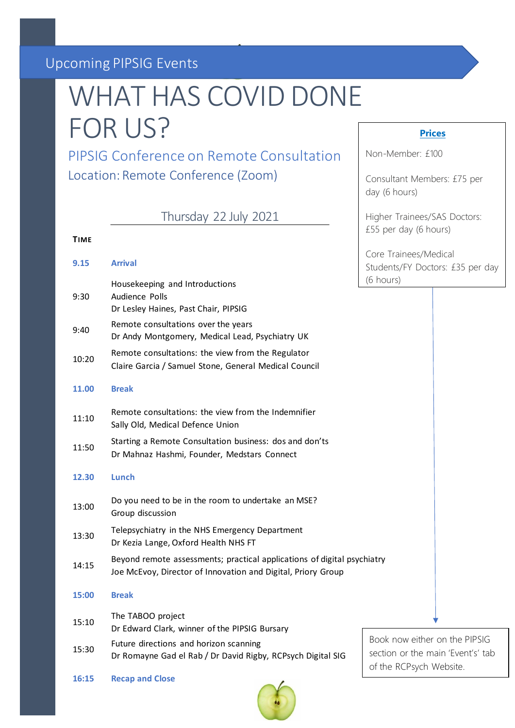Upcoming PIPSIG Events

# WHAT HAS COVID DONE FOR US?

## PIPSIG Conference on Remote Consultation

### Location: Remote Conference (Zoom)

### Thursday 22 July 2021

| TIME | |
|---|---|
| **9.15** | **Arrival** |
| 9:30 | Housekeeping and Introductions<br>Audience Polls<br>Dr Lesley Haines, Past Chair, PIPSIG |
| 9:40 | Remote consultations over the years<br>Dr Andy Montgomery, Medical Lead, Psychiatry UK |
| 10:20 | Remote consultations: the view from the Regulator<br>Claire Garcia / Samuel Stone, General Medical Council |
| **11.00** | **Break** |
| 11:10 | Remote consultations: the view from the Indemnifier<br>Sally Old, Medical Defence Union |
| 11:50 | Starting a Remote Consultation business: dos and don'ts<br>Dr Mahnaz Hashmi, Founder, Medstars Connect |
| **12.30** | **Lunch** |
| 13:00 | Do you need to be in the room to undertake an MSE?<br>Group discussion |
| 13:30 | Telepsychiatry in the NHS Emergency Department<br>Dr Kezia Lange, Oxford Health NHS FT |
| 14:15 | Beyond remote assessments; practical applications of digital psychiatry<br>Joe McEvoy, Director of Innovation and Digital, Priory Group |
| **15:00** | **Break** |
| 15:10 | The TABOO project<br>Dr Edward Clark, winner of the PIPSIG Bursary |
| 15:30 | Future directions and horizon scanning<br>Dr Romayne Gad el Rab / Dr David Rigby, RCPsych Digital SIG |
| **16:15** | **Recap and Close** |

**Prices**

Non-Member: £100

Consultant Members: £75 per day (6 hours)

Higher Trainees/SAS Doctors: £55 per day (6 hours)

Core Trainees/Medical Students/FY Doctors: £35 per day (6 hours)

Book now either on the PIPSIG section or the main 'Event's' tab of the RCPsych Website.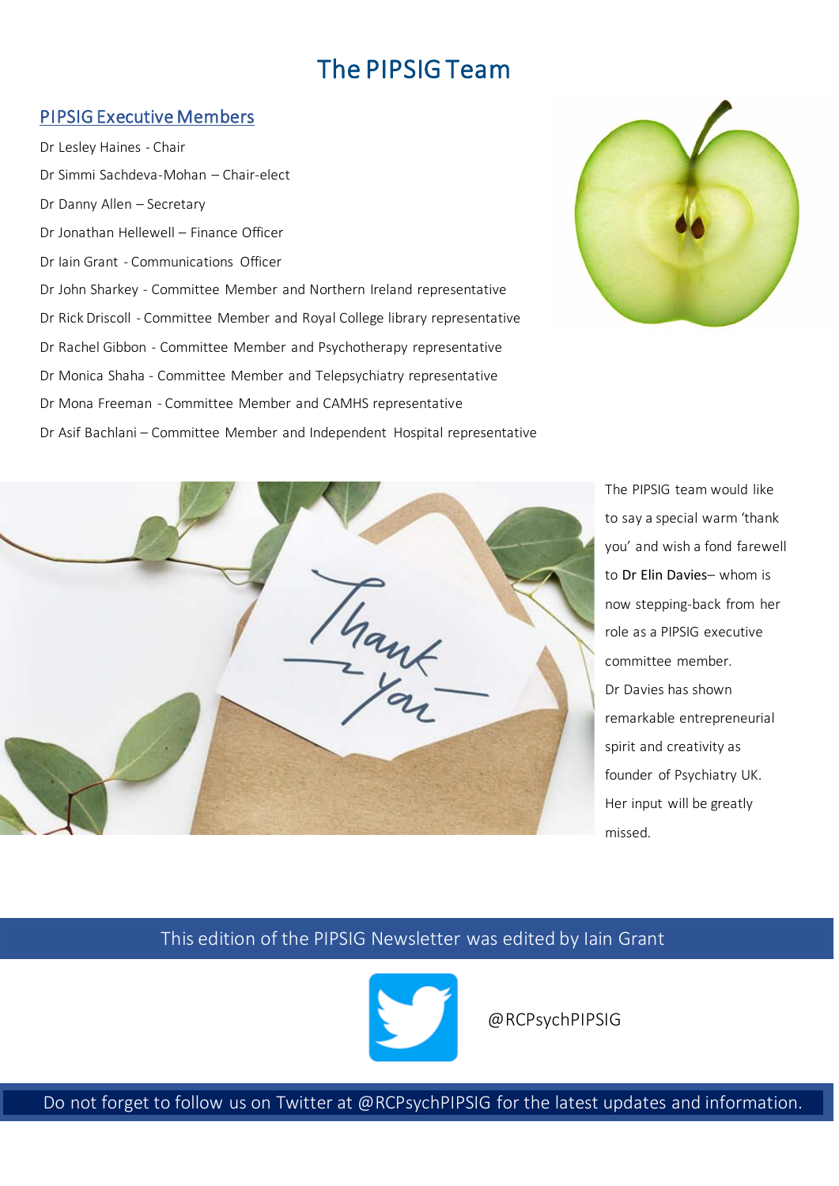# The PIPSIG Team

## PIPSIG Executive Members

Dr Lesley Haines - Chair

Dr Simmi Sachdeva-Mohan – Chair-elect

Dr Danny Allen – Secretary

Dr Jonathan Hellewell – Finance Officer

Dr Iain Grant - Communications Officer

Dr John Sharkey - Committee Member and Northern Ireland representative

Dr Rick Driscoll - Committee Member and Royal College library representative

Dr Rachel Gibbon - Committee Member and Psychotherapy representative

Dr Monica Shaha - Committee Member and Telepsychiatry representative

Dr Mona Freeman - Committee Member and CAMHS representative

Dr Asif Bachlani – Committee Member and Independent Hospital representative

The PIPSIG team would like to say a special warm 'thank you' and wish a fond farewell to **Dr Elin Davies**– whom is now stepping-back from her role as a PIPSIG executive committee member. Dr Davies has shown remarkable entrepreneurial spirit and creativity as founder of Psychiatry UK. Her input will be greatly missed.

This edition of the PIPSIG Newsletter was edited by Iain Grant

@RCPsychPIPSIG

Do not forget to follow us on Twitter at @RCPsychPIPSIG for the latest updates and information.